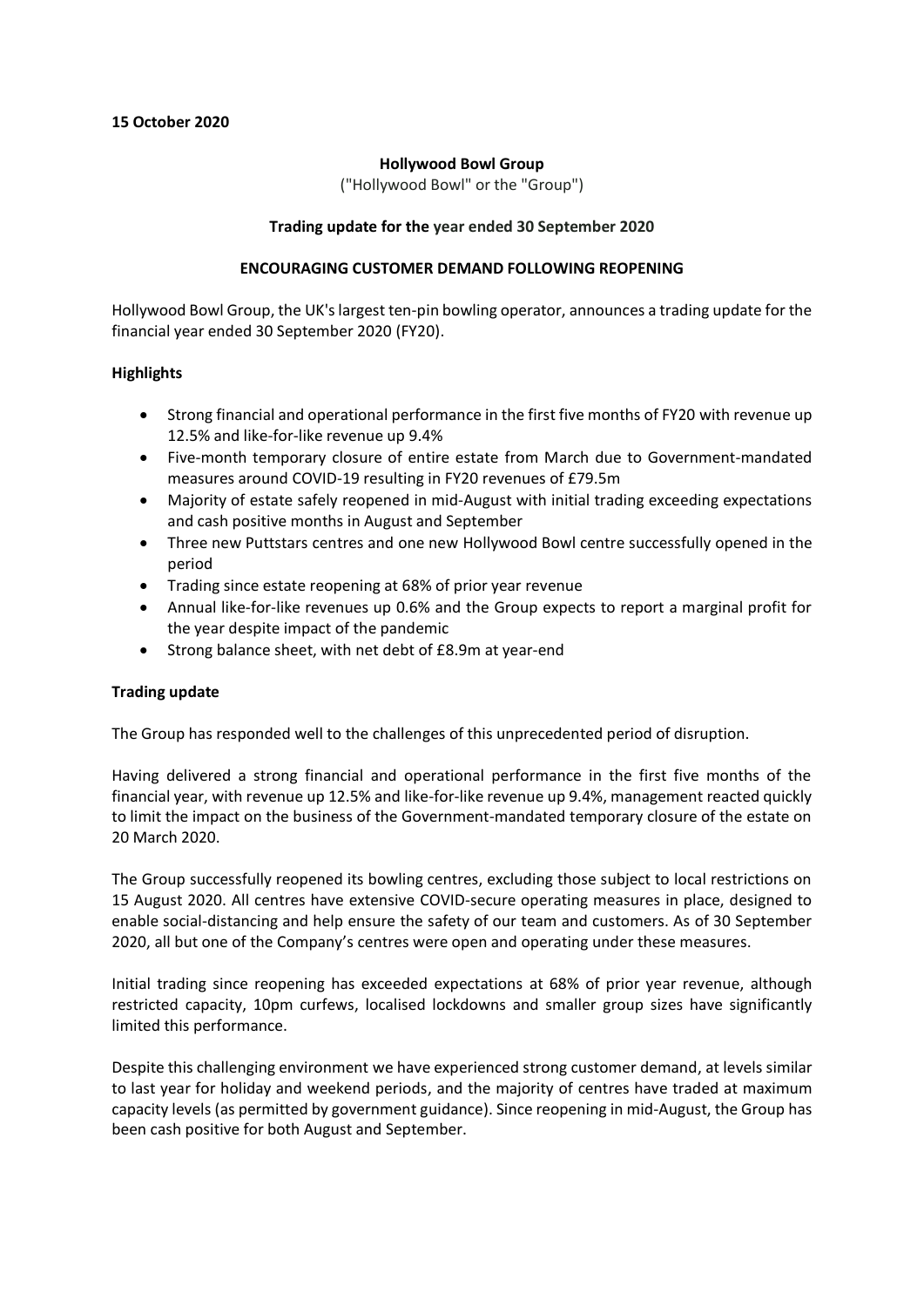**15 October 2020**

**Hollywood Bowl Group**

("Hollywood Bowl" or the "Group")

**Trading update for the year ended 30 September 2020**

**ENCOURAGING CUSTOMER DEMAND FOLLOWING REOPENING**

Hollywood Bowl Group, the UK's largest ten-pin bowling operator, announces a trading update for the financial year ended 30 September 2020 (FY20).

**Highlights**

- Strong financial and operational performance in the first five months of FY20 with revenue up 12.5% and like-for-like revenue up 9.4%
- Five-month temporary closure of entire estate from March due to Government-mandated measures around COVID-19 resulting in FY20 revenues of £79.5m
- Majority of estate safely reopened in mid-August with initial trading exceeding expectations and cash positive months in August and September
- Three new Puttstars centres and one new Hollywood Bowl centre successfully opened in the period
- Trading since estate reopening at 68% of prior year revenue
- Annual like-for-like revenues up 0.6% and the Group expects to report a marginal profit for the year despite impact of the pandemic
- Strong balance sheet, with net debt of £8.9m at year-end

**Trading update**

The Group has responded well to the challenges of this unprecedented period of disruption.

Having delivered a strong financial and operational performance in the first five months of the financial year, with revenue up 12.5% and like-for-like revenue up 9.4%, management reacted quickly to limit the impact on the business of the Government-mandated temporary closure of the estate on 20 March 2020.

The Group successfully reopened its bowling centres, excluding those subject to local restrictions on 15 August 2020. All centres have extensive COVID-secure operating measures in place, designed to enable social-distancing and help ensure the safety of our team and customers. As of 30 September 2020, all but one of the Company's centres were open and operating under these measures.

Initial trading since reopening has exceeded expectations at 68% of prior year revenue, although restricted capacity, 10pm curfews, localised lockdowns and smaller group sizes have significantly limited this performance.

Despite this challenging environment we have experienced strong customer demand, at levels similar to last year for holiday and weekend periods, and the majority of centres have traded at maximum capacity levels (as permitted by government guidance). Since reopening in mid-August, the Group has been cash positive for both August and September.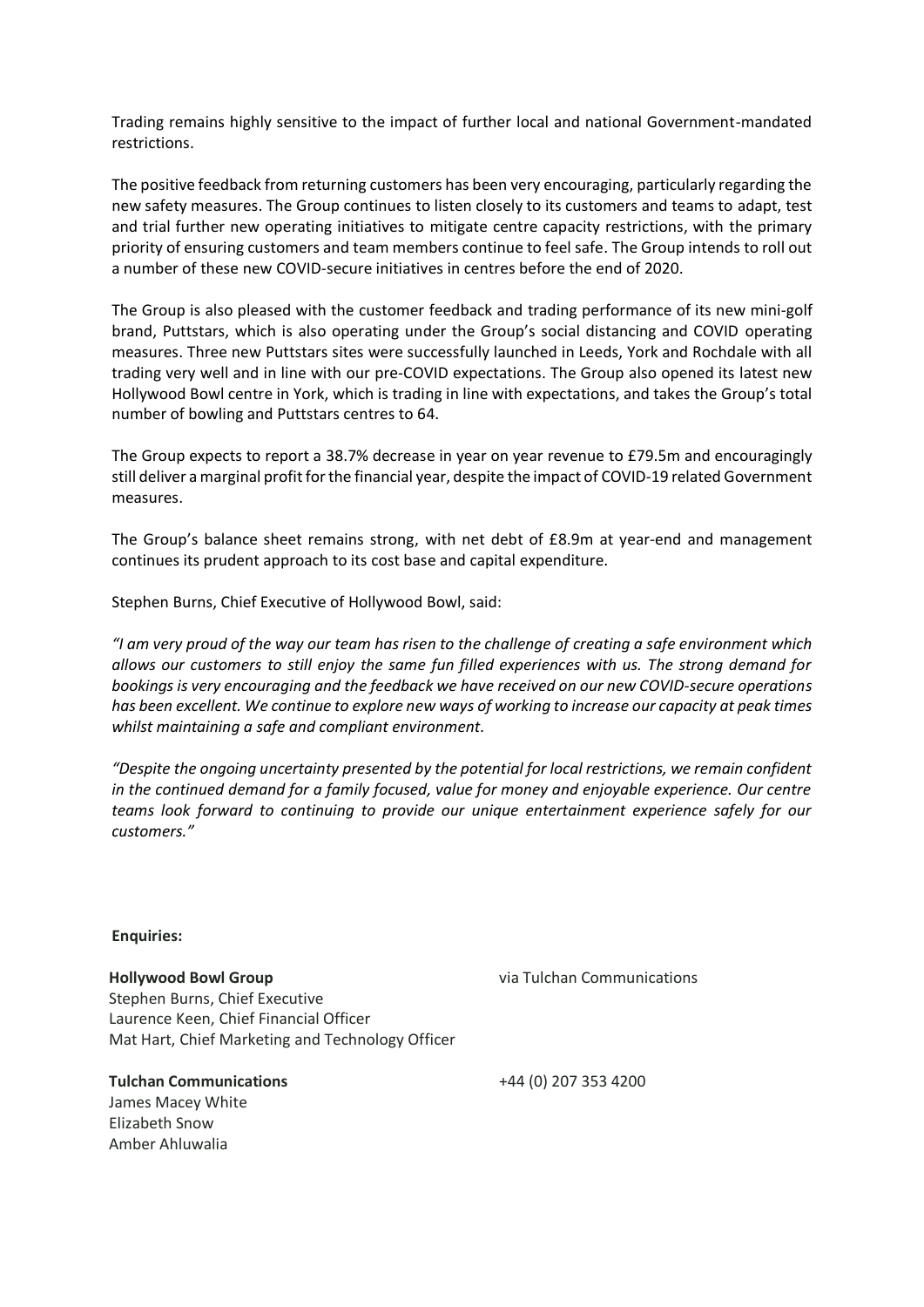Trading remains highly sensitive to the impact of further local and national Government-mandated restrictions.

The positive feedback from returning customers has been very encouraging, particularly regarding the new safety measures. The Group continues to listen closely to its customers and teams to adapt, test and trial further new operating initiatives to mitigate centre capacity restrictions, with the primary priority of ensuring customers and team members continue to feel safe. The Group intends to roll out a number of these new COVID-secure initiatives in centres before the end of 2020.

The Group is also pleased with the customer feedback and trading performance of its new mini-golf brand, Puttstars, which is also operating under the Group's social distancing and COVID operating measures. Three new Puttstars sites were successfully launched in Leeds, York and Rochdale with all trading very well and in line with our pre-COVID expectations. The Group also opened its latest new Hollywood Bowl centre in York, which is trading in line with expectations, and takes the Group's total number of bowling and Puttstars centres to 64.

The Group expects to report a 38.7% decrease in year on year revenue to £79.5m and encouragingly still deliver a marginal profit for the financial year, despite the impact of COVID-19 related Government measures.

The Group's balance sheet remains strong, with net debt of £8.9m at year-end and management continues its prudent approach to its cost base and capital expenditure.

Stephen Burns, Chief Executive of Hollywood Bowl, said:

*"I am very proud of the way our team has risen to the challenge of creating a safe environment which allows our customers to still enjoy the same fun filled experiences with us. The strong demand for bookings is very encouraging and the feedback we have received on our new COVID-secure operations has been excellent. We continue to explore new ways of working to increase our capacity at peak times whilst maintaining a safe and compliant environment.*

*"Despite the ongoing uncertainty presented by the potential for local restrictions, we remain confident in the continued demand for a family focused, value for money and enjoyable experience. Our centre teams look forward to continuing to provide our unique entertainment experience safely for our customers."*

**Enquiries:**

**Hollywood Bowl Group** via Tulchan Communications
Stephen Burns, Chief Executive
Laurence Keen, Chief Financial Officer
Mat Hart, Chief Marketing and Technology Officer

**Tulchan Communications** +44 (0) 207 353 4200
James Macey White
Elizabeth Snow
Amber Ahluwalia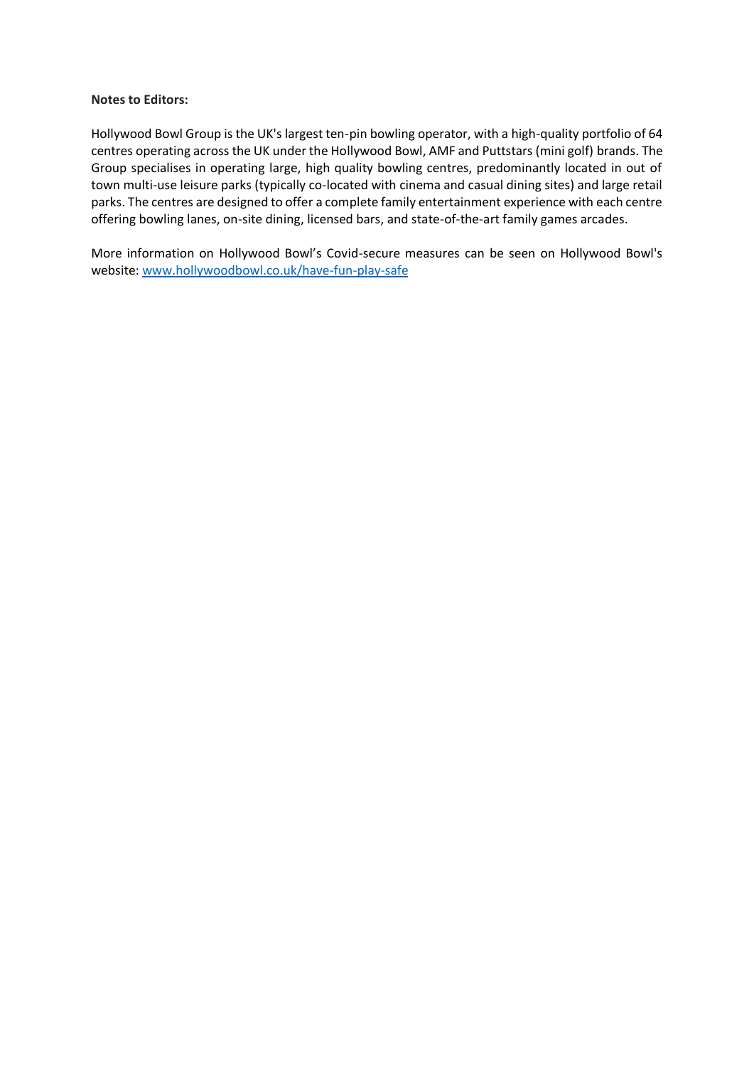**Notes to Editors:**

Hollywood Bowl Group is the UK's largest ten-pin bowling operator, with a high-quality portfolio of 64 centres operating across the UK under the Hollywood Bowl, AMF and Puttstars (mini golf) brands. The Group specialises in operating large, high quality bowling centres, predominantly located in out of town multi-use leisure parks (typically co-located with cinema and casual dining sites) and large retail parks. The centres are designed to offer a complete family entertainment experience with each centre offering bowling lanes, on-site dining, licensed bars, and state-of-the-art family games arcades.

More information on Hollywood Bowl's Covid-secure measures can be seen on Hollywood Bowl's website: [www.hollywoodbowl.co.uk/have-fun-play-safe](www.hollywoodbowl.co.uk/have-fun-play-safe)